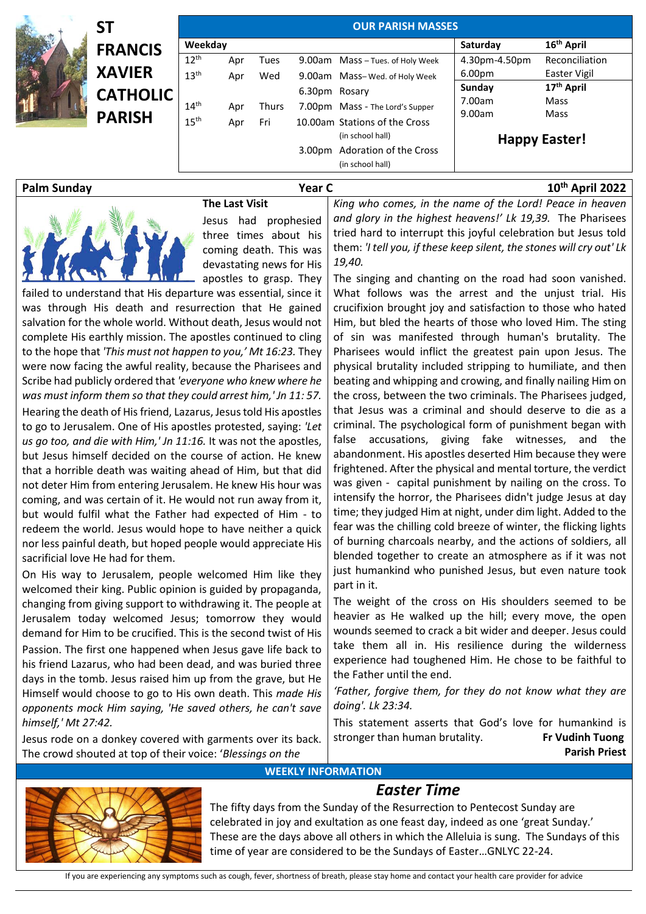# ST FRANCIS XAVIER CATHOLIC PARISH

## OUR PARISH MASSES

| Weekday | | | | | Saturday | 16th April |
|---|---|---|---|---|---|---|
| 12th | Apr | Tues | 9.00am | Mass – Tues. of Holy Week | 4.30pm-4.50pm | Reconciliation |
| 13th | Apr | Wed | 9.00am | Mass– Wed. of Holy Week | 6.00pm | Easter Vigil |
| | | | 6.30pm | Rosary | **Sunday** | **17th April** |
| 14th | Apr | Thurs | 7.00pm | Mass - The Lord's Supper | 7.00am | Mass |
| 15th | Apr | Fri | 10.00am | Stations of the Cross (in school hall) | 9.00am | Mass |
| | | | 3.00pm | Adoration of the Cross (in school hall) | | |

**Happy Easter!**

**Palm Sunday** | **Year C** | **10th April 2022**

### The Last Visit

Jesus had prophesied three times about his coming death. This was devastating news for His apostles to grasp. They failed to understand that His departure was essential, since it was through His death and resurrection that He gained salvation for the whole world. Without death, Jesus would not complete His earthly mission. The apostles continued to cling to the hope that *'This must not happen to you,' Mt 16:23.* They were now facing the awful reality, because the Pharisees and Scribe had publicly ordered that *'everyone who knew where he was must inform them so that they could arrest him,' Jn 11: 57.*

Hearing the death of His friend, Lazarus, Jesus told His apostles to go to Jerusalem. One of His apostles protested, saying: *'Let us go too, and die with Him,' Jn 11:16.* It was not the apostles, but Jesus himself decided on the course of action. He knew that a horrible death was waiting ahead of Him, but that did not deter Him from entering Jerusalem. He knew His hour was coming, and was certain of it. He would not run away from it, but would fulfil what the Father had expected of Him - to redeem the world. Jesus would hope to have neither a quick nor less painful death, but hoped people would appreciate His sacrificial love He had for them.

On His way to Jerusalem, people welcomed Him like they welcomed their king. Public opinion is guided by propaganda, changing from giving support to withdrawing it. The people at Jerusalem today welcomed Jesus; tomorrow they would demand for Him to be crucified. This is the second twist of His Passion. The first one happened when Jesus gave life back to his friend Lazarus, who had been dead, and was buried three days in the tomb. Jesus raised him up from the grave, but He Himself would choose to go to His own death. This *made His opponents mock Him saying, 'He saved others, he can't save himself,' Mt 27:42.*

Jesus rode on a donkey covered with garments over its back. The crowd shouted at top of their voice: '*Blessings on the King who comes, in the name of the Lord! Peace in heaven and glory in the highest heavens!' Lk 19,39.* The Pharisees tried hard to interrupt this joyful celebration but Jesus told them: *'I tell you, if these keep silent, the stones will cry out' Lk 19,40.*

The singing and chanting on the road had soon vanished. What follows was the arrest and the unjust trial. His crucifixion brought joy and satisfaction to those who hated Him, but bled the hearts of those who loved Him. The sting of sin was manifested through human's brutality. The Pharisees would inflict the greatest pain upon Jesus. The physical brutality included stripping to humiliate, and then beating and whipping and crowing, and finally nailing Him on the cross, between the two criminals. The Pharisees judged, that Jesus was a criminal and should deserve to die as a criminal. The psychological form of punishment began with false accusations, giving fake witnesses, and the abandonment. His apostles deserted Him because they were frightened. After the physical and mental torture, the verdict was given - capital punishment by nailing on the cross. To intensify the horror, the Pharisees didn't judge Jesus at day time; they judged Him at night, under dim light. Added to the fear was the chilling cold breeze of winter, the flicking lights of burning charcoals nearby, and the actions of soldiers, all blended together to create an atmosphere as if it was not just humankind who punished Jesus, but even nature took part in it.

The weight of the cross on His shoulders seemed to be heavier as He walked up the hill; every move, the open wounds seemed to crack a bit wider and deeper. Jesus could take them all in. His resilience during the wilderness experience had toughened Him. He chose to be faithful to the Father until the end.

*'Father, forgive them, for they do not know what they are doing'. Lk 23:34.*

This statement asserts that God's love for humankind is stronger than human brutality.

**Fr Vudinh Tuong**
**Parish Priest**

## WEEKLY INFORMATION

### *Easter Time*

The fifty days from the Sunday of the Resurrection to Pentecost Sunday are celebrated in joy and exultation as one feast day, indeed as one 'great Sunday.' These are the days above all others in which the Alleluia is sung. The Sundays of this time of year are considered to be the Sundays of Easter…GNLYC 22-24.

If you are experiencing any symptoms such as cough, fever, shortness of breath, please stay home and contact your health care provider for advice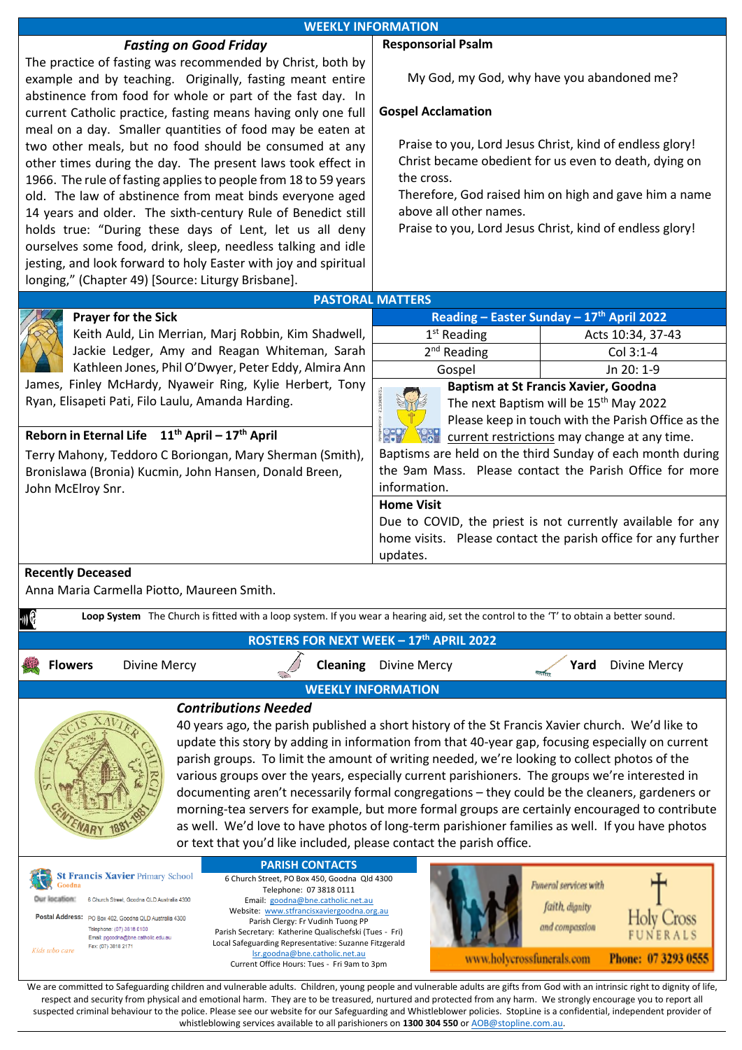## WEEKLY INFORMATION

### *Fasting on Good Friday*

The practice of fasting was recommended by Christ, both by example and by teaching. Originally, fasting meant entire abstinence from food for whole or part of the fast day. In current Catholic practice, fasting means having only one full meal on a day. Smaller quantities of food may be eaten at two other meals, but no food should be consumed at any other times during the day. The present laws took effect in 1966. The rule of fasting applies to people from 18 to 59 years old. The law of abstinence from meat binds everyone aged 14 years and older. The sixth-century Rule of Benedict still holds true: "During these days of Lent, let us all deny ourselves some food, drink, sleep, needless talking and idle jesting, and look forward to holy Easter with joy and spiritual longing," (Chapter 49) [Source: Liturgy Brisbane].

**Responsorial Psalm**

My God, my God, why have you abandoned me?

**Gospel Acclamation**

Praise to you, Lord Jesus Christ, kind of endless glory!
Christ became obedient for us even to death, dying on the cross.
Therefore, God raised him on high and gave him a name above all other names.
Praise to you, Lord Jesus Christ, kind of endless glory!

## PASTORAL MATTERS

**Prayer for the Sick**

Keith Auld, Lin Merrian, Marj Robbin, Kim Shadwell, Jackie Ledger, Amy and Reagan Whiteman, Sarah Kathleen Jones, Phil O'Dwyer, Peter Eddy, Almira Ann James, Finley McHardy, Nyaweir Ring, Kylie Herbert, Tony Ryan, Elisapeti Pati, Filo Laulu, Amanda Harding.

**Reborn in Eternal Life 11th April – 17th April**

Terry Mahony, Teddoro C Boriongan, Mary Sherman (Smith), Bronislawa (Bronia) Kucmin, John Hansen, Donald Breen, John McElroy Snr.

| Reading – Easter Sunday – 17th April 2022 | |
|---|---|
| 1st Reading | Acts 10:34, 37-43 |
| 2nd Reading | Col 3:1-4 |
| Gospel | Jn 20: 1-9 |

**Baptism at St Francis Xavier, Goodna**

The next Baptism will be 15th May 2022
Please keep in touch with the Parish Office as the current restrictions may change at any time.
Baptisms are held on the third Sunday of each month during the 9am Mass. Please contact the Parish Office for more information.

**Home Visit**

Due to COVID, the priest is not currently available for any home visits. Please contact the parish office for any further updates.

**Recently Deceased**

Anna Maria Carmella Piotto, Maureen Smith.

**Loop System** The Church is fitted with a loop system. If you wear a hearing aid, set the control to the 'T' to obtain a better sound.

## ROSTERS FOR NEXT WEEK – 17th APRIL 2022

**Flowers** Divine Mercy | **Cleaning** Divine Mercy | **Yard** Divine Mercy

## WEEKLY INFORMATION

### *Contributions Needed*

40 years ago, the parish published a short history of the St Francis Xavier church. We'd like to update this story by adding in information from that 40-year gap, focusing especially on current parish groups. To limit the amount of writing needed, we're looking to collect photos of the various groups over the years, especially current parishioners. The groups we're interested in documenting aren't necessarily formal congregations – they could be the cleaners, gardeners or morning-tea servers for example, but more formal groups are certainly encouraged to contribute as well. We'd love to have photos of long-term parishioner families as well. If you have photos or text that you'd like included, please contact the parish office.

**St Francis Xavier Primary School** Goodna
Our location: 6 Church Street, Goodna QLD Australia 4300
Postal Address: PO Box 402, Goodna QLD Australia 4300
Telephone: (07) 3818 0100
Email: pgoodna@bne.catholic.edu.au
Fax: (07) 3818 2171
Kids who care

**PARISH CONTACTS**

6 Church Street, PO Box 450, Goodna Qld 4300
Telephone: 07 3818 0111
Email: goodna@bne.catholic.net.au
Website: www.stfrancisxaviergoodna.org.au
Parish Clergy: Fr Vudinh Tuong PP
Parish Secretary: Katherine Qualischefski (Tues - Fri)
Local Safeguarding Representative: Suzanne Fitzgerald
lsr.goodna@bne.catholic.net.au
Current Office Hours: Tues - Fri 9am to 3pm

Funeral services with faith, dignity and compassion
Holy Cross FUNERALS
www.holycrossfunerals.com Phone: 07 3293 0555

We are committed to Safeguarding children and vulnerable adults. Children, young people and vulnerable adults are gifts from God with an intrinsic right to dignity of life, respect and security from physical and emotional harm. They are to be treasured, nurtured and protected from any harm. We strongly encourage you to report all suspected criminal behaviour to the police. Please see our website for our Safeguarding and Whistleblower policies. StopLine is a confidential, independent provider of whistleblowing services available to all parishioners on **1300 304 550** or AOB@stopline.com.au.